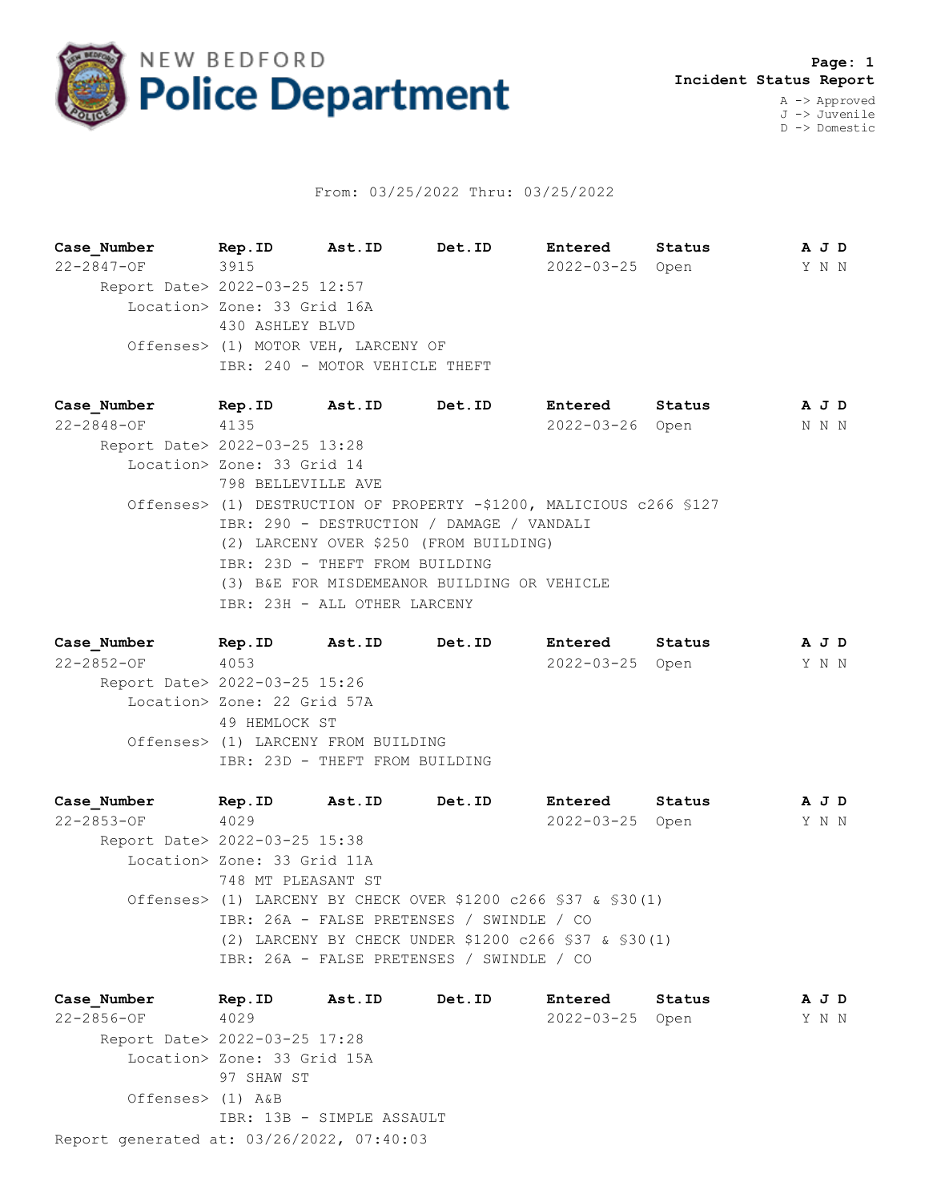# NEW BEDFORD Police Department

**Page: 1**
**Incident Status Report**

A -> Approved
J -> Juvenile
D -> Domestic

From: 03/25/2022 Thru: 03/25/2022

| Case_Number | Rep.ID | Ast.ID | Det.ID | Entered | Status | A | J | D |
|---|---|---|---|---|---|---|---|---|
| 22-2847-OF | 3915 | | | 2022-03-25 | Open | Y | N | N |

Report Date> 2022-03-25 12:57
Location> Zone: 33 Grid 16A
430 ASHLEY BLVD
Offenses> (1) MOTOR VEH, LARCENY OF
IBR: 240 - MOTOR VEHICLE THEFT

| Case_Number | Rep.ID | Ast.ID | Det.ID | Entered | Status | A | J | D |
|---|---|---|---|---|---|---|---|---|
| 22-2848-OF | 4135 | | | 2022-03-26 | Open | N | N | N |

Report Date> 2022-03-25 13:28
Location> Zone: 33 Grid 14
798 BELLEVILLE AVE
Offenses> (1) DESTRUCTION OF PROPERTY -$1200, MALICIOUS c266 §127
IBR: 290 - DESTRUCTION / DAMAGE / VANDALI
(2) LARCENY OVER $250 (FROM BUILDING)
IBR: 23D - THEFT FROM BUILDING
(3) B&E FOR MISDEMEANOR BUILDING OR VEHICLE
IBR: 23H - ALL OTHER LARCENY

| Case_Number | Rep.ID | Ast.ID | Det.ID | Entered | Status | A | J | D |
|---|---|---|---|---|---|---|---|---|
| 22-2852-OF | 4053 | | | 2022-03-25 | Open | Y | N | N |

Report Date> 2022-03-25 15:26
Location> Zone: 22 Grid 57A
49 HEMLOCK ST
Offenses> (1) LARCENY FROM BUILDING
IBR: 23D - THEFT FROM BUILDING

| Case_Number | Rep.ID | Ast.ID | Det.ID | Entered | Status | A | J | D |
|---|---|---|---|---|---|---|---|---|
| 22-2853-OF | 4029 | | | 2022-03-25 | Open | Y | N | N |

Report Date> 2022-03-25 15:38
Location> Zone: 33 Grid 11A
748 MT PLEASANT ST
Offenses> (1) LARCENY BY CHECK OVER $1200 c266 §37 & §30(1)
IBR: 26A - FALSE PRETENSES / SWINDLE / CO
(2) LARCENY BY CHECK UNDER $1200 c266 §37 & §30(1)
IBR: 26A - FALSE PRETENSES / SWINDLE / CO

| Case_Number | Rep.ID | Ast.ID | Det.ID | Entered | Status | A | J | D |
|---|---|---|---|---|---|---|---|---|
| 22-2856-OF | 4029 | | | 2022-03-25 | Open | Y | N | N |

Report Date> 2022-03-25 17:28
Location> Zone: 33 Grid 15A
97 SHAW ST
Offenses> (1) A&B
IBR: 13B - SIMPLE ASSAULT

Report generated at: 03/26/2022, 07:40:03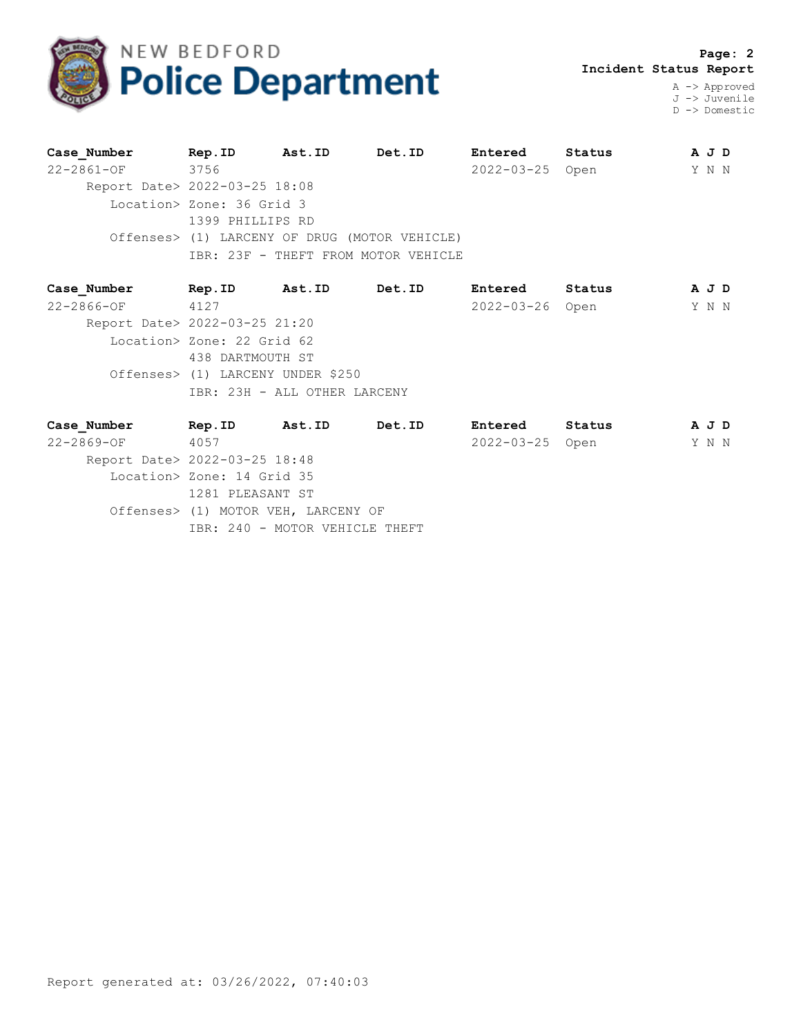# NEW BEDFORD Police Department

**Incident Status Report**

A -> Approved
J -> Juvenile
D -> Domestic

| Case_Number | Rep.ID | Ast.ID | Det.ID | Entered | Status | A J D |
|---|---|---|---|---|---|---|
| 22-2861-OF | 3756 | | | 2022-03-25 | Open | Y N N |

Report Date> 2022-03-25 18:08
Location> Zone: 36 Grid 3
1399 PHILLIPS RD
Offenses> (1) LARCENY OF DRUG (MOTOR VEHICLE)
IBR: 23F - THEFT FROM MOTOR VEHICLE

| Case_Number | Rep.ID | Ast.ID | Det.ID | Entered | Status | A J D |
|---|---|---|---|---|---|---|
| 22-2866-OF | 4127 | | | 2022-03-26 | Open | Y N N |

Report Date> 2022-03-25 21:20
Location> Zone: 22 Grid 62
438 DARTMOUTH ST
Offenses> (1) LARCENY UNDER $250
IBR: 23H - ALL OTHER LARCENY

| Case_Number | Rep.ID | Ast.ID | Det.ID | Entered | Status | A J D |
|---|---|---|---|---|---|---|
| 22-2869-OF | 4057 | | | 2022-03-25 | Open | Y N N |

Report Date> 2022-03-25 18:48
Location> Zone: 14 Grid 35
1281 PLEASANT ST
Offenses> (1) MOTOR VEH, LARCENY OF
IBR: 240 - MOTOR VEHICLE THEFT

Report generated at: 03/26/2022, 07:40:03